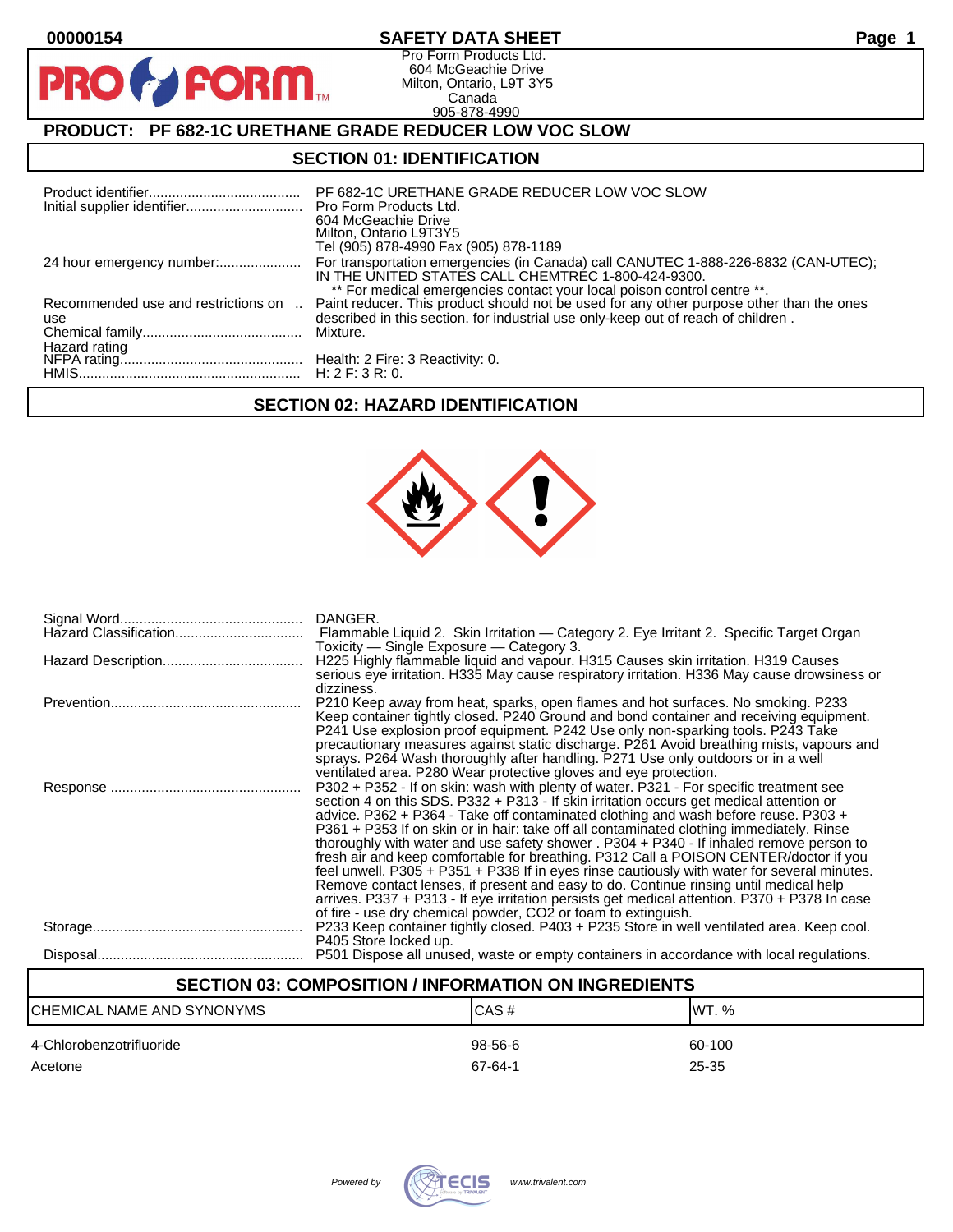00000154

# SAFETY DATA SHEET

Pro Form Products Ltd.
604 McGeachie Drive
Milton, Ontario, L9T 3Y5
Canada
905-878-4990

## PRODUCT: PF 682-1C URETHANE GRADE REDUCER LOW VOC SLOW

## SECTION 01: IDENTIFICATION

| | |
|---|---|
| Product identifier | PF 682-1C URETHANE GRADE REDUCER LOW VOC SLOW |
| Initial supplier identifier | Pro Form Products Ltd.<br>604 McGeachie Drive<br>Milton, Ontario L9T3Y5<br>Tel (905) 878-4990 Fax (905) 878-1189 |
| 24 hour emergency number: | For transportation emergencies (in Canada) call CANUTEC 1-888-226-8832 (CAN-UTEC); IN THE UNITED STATES CALL CHEMTREC 1-800-424-9300.<br>** For medical emergencies contact your local poison control centre **. |
| Recommended use and restrictions on use | Paint reducer. This product should not be used for any other purpose other than the ones described in this section. for industrial use only-keep out of reach of children . |
| Chemical family | Mixture. |
| Hazard rating | |
| NFPA rating | Health: 2 Fire: 3 Reactivity: 0. |
| HMIS | H: 2 F: 3 R: 0. |

## SECTION 02: HAZARD IDENTIFICATION

| | |
|---|---|
| Signal Word | DANGER. |
| Hazard Classification | Flammable Liquid 2. Skin Irritation — Category 2. Eye Irritant 2. Specific Target Organ Toxicity — Single Exposure — Category 3. |
| Hazard Description | H225 Highly flammable liquid and vapour. H315 Causes skin irritation. H319 Causes serious eye irritation. H335 May cause respiratory irritation. H336 May cause drowsiness or dizziness. |
| Prevention | P210 Keep away from heat, sparks, open flames and hot surfaces. No smoking. P233 Keep container tightly closed. P240 Ground and bond container and receiving equipment. P241 Use explosion proof equipment. P242 Use only non-sparking tools. P243 Take precautionary measures against static discharge. P261 Avoid breathing mists, vapours and sprays. P264 Wash thoroughly after handling. P271 Use only outdoors or in a well ventilated area. P280 Wear protective gloves and eye protection. |
| Response | P302 + P352 - If on skin: wash with plenty of water. P321 - For specific treatment see section 4 on this SDS. P332 + P313 - If skin irritation occurs get medical attention or advice. P362 + P364 - Take off contaminated clothing and wash before reuse. P303 + P361 + P353 If on skin or in hair: take off all contaminated clothing immediately. Rinse thoroughly with water and use safety shower . P304 + P340 - If inhaled remove person to fresh air and keep comfortable for breathing. P312 Call a POISON CENTER/doctor if you feel unwell. P305 + P351 + P338 If in eyes rinse cautiously with water for several minutes. Remove contact lenses, if present and easy to do. Continue rinsing until medical help arrives. P337 + P313 - If eye irritation persists get medical attention. P370 + P378 In case of fire - use dry chemical powder, CO2 or foam to extinguish. |
| Storage | P233 Keep container tightly closed. P403 + P235 Store in well ventilated area. Keep cool. P405 Store locked up. |
| Disposal | P501 Dispose all unused, waste or empty containers in accordance with local regulations. |

## SECTION 03: COMPOSITION / INFORMATION ON INGREDIENTS

| CHEMICAL NAME AND SYNONYMS | CAS # | WT. % |
|---|---|---|
| 4-Chlorobenzotrifluoride | 98-56-6 | 60-100 |
| Acetone | 67-64-1 | 25-35 |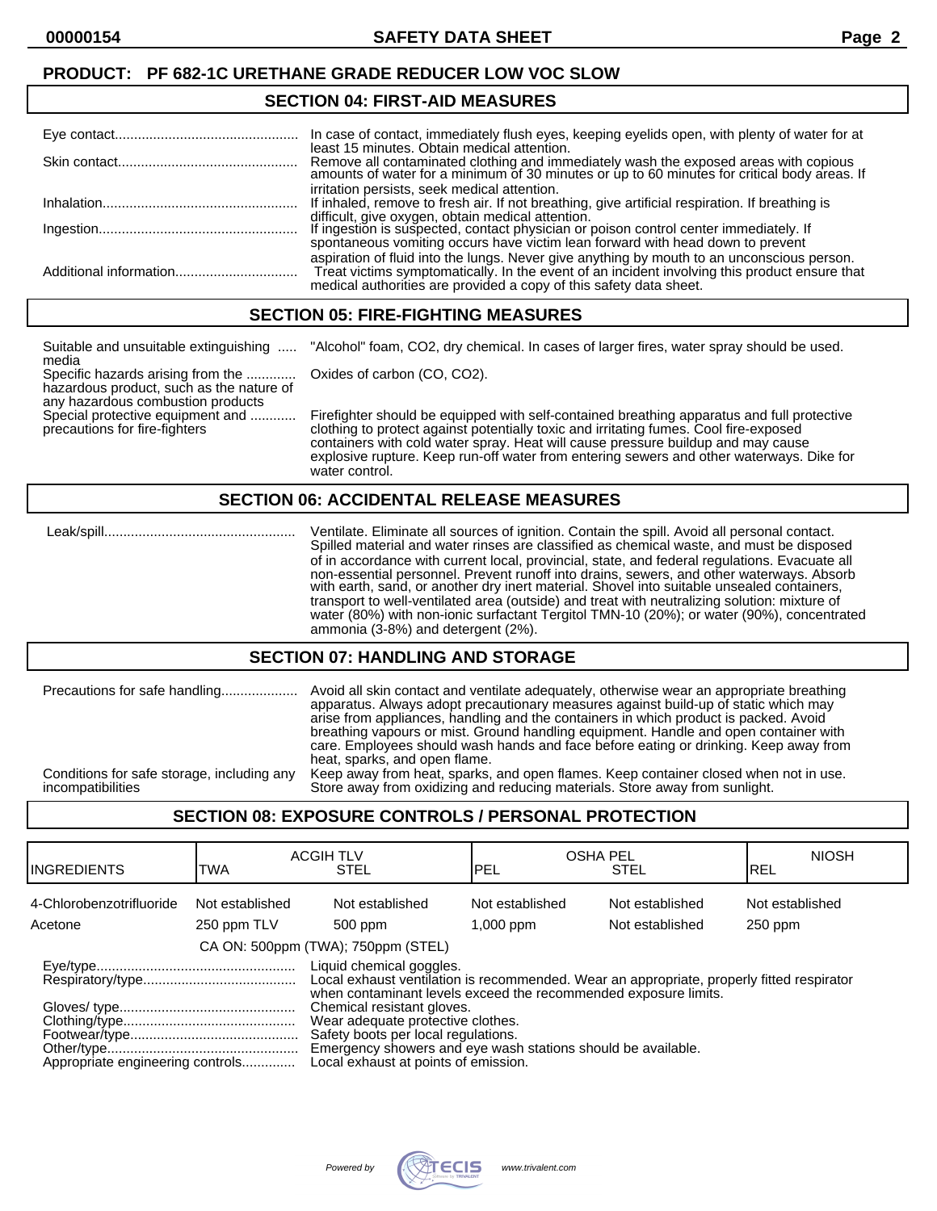**PRODUCT: PF 682-1C URETHANE GRADE REDUCER LOW VOC SLOW**

## SECTION 04: FIRST-AID MEASURES

| | |
|---|---|
| Eye contact | In case of contact, immediately flush eyes, keeping eyelids open, with plenty of water for at least 15 minutes. Obtain medical attention. |
| Skin contact | Remove all contaminated clothing and immediately wash the exposed areas with copious amounts of water for a minimum of 30 minutes or up to 60 minutes for critical body areas. If irritation persists, seek medical attention. |
| Inhalation | If inhaled, remove to fresh air. If not breathing, give artificial respiration. If breathing is difficult, give oxygen, obtain medical attention. |
| Ingestion | If ingestion is suspected, contact physician or poison control center immediately. If spontaneous vomiting occurs have victim lean forward with head down to prevent aspiration of fluid into the lungs. Never give anything by mouth to an unconscious person. |
| Additional information | Treat victims symptomatically. In the event of an incident involving this product ensure that medical authorities are provided a copy of this safety data sheet. |

## SECTION 05: FIRE-FIGHTING MEASURES

| | |
|---|---|
| Suitable and unsuitable extinguishing media | "Alcohol" foam, $CO_2$, dry chemical. In cases of larger fires, water spray should be used. |
| Specific hazards arising from the hazardous product, such as the nature of any hazardous combustion products | Oxides of carbon (CO, $CO_2$). |
| Special protective equipment and precautions for fire-fighters | Firefighter should be equipped with self-contained breathing apparatus and full protective clothing to protect against potentially toxic and irritating fumes. Cool fire-exposed containers with cold water spray. Heat will cause pressure buildup and may cause explosive rupture. Keep run-off water from entering sewers and other waterways. Dike for water control. |

## SECTION 06: ACCIDENTAL RELEASE MEASURES

| | |
|---|---|
| Leak/spill | Ventilate. Eliminate all sources of ignition. Contain the spill. Avoid all personal contact. Spilled material and water rinses are classified as chemical waste, and must be disposed of in accordance with current local, provincial, state, and federal regulations. Evacuate all non-essential personnel. Prevent runoff into drains, sewers, and other waterways. Absorb with earth, sand, or another dry inert material. Shovel into suitable unsealed containers, transport to well-ventilated area (outside) and treat with neutralizing solution: mixture of water (80%) with non-ionic surfactant Tergitol TMN-10 (20%); or water (90%), concentrated ammonia (3-8%) and detergent (2%). |

## SECTION 07: HANDLING AND STORAGE

| | |
|---|---|
| Precautions for safe handling | Avoid all skin contact and ventilate adequately, otherwise wear an appropriate breathing apparatus. Always adopt precautionary measures against build-up of static which may arise from appliances, handling and the containers in which product is packed. Avoid breathing vapours or mist. Ground handling equipment. Handle and open container with care. Employees should wash hands and face before eating or drinking. Keep away from heat, sparks, and open flame. |
| Conditions for safe storage, including any incompatibilities | Keep away from heat, sparks, and open flames. Keep container closed when not in use. Store away from oxidizing and reducing materials. Store away from sunlight. |

## SECTION 08: EXPOSURE CONTROLS / PERSONAL PROTECTION

| INGREDIENTS | ACGIH TLV TWA | ACGIH TLV STEL | OSHA PEL PEL | OSHA PEL STEL | NIOSH REL |
|---|---|---|---|---|---|
| 4-Chlorobenzotrifluoride | Not established | Not established | Not established | Not established | Not established |
| Acetone | 250 ppm TLV | 500 ppm | 1,000 ppm | Not established | 250 ppm |
| | CA ON: 500ppm (TWA); 750ppm (STEL) | | | | |

| | |
|---|---|
| Eye/type | Liquid chemical goggles. |
| Respiratory/type | Local exhaust ventilation is recommended. Wear an appropriate, properly fitted respirator when contaminant levels exceed the recommended exposure limits. |
| Gloves/ type | Chemical resistant gloves. |
| Clothing/type | Wear adequate protective clothes. |
| Footwear/type | Safety boots per local regulations. |
| Other/type | Emergency showers and eye wash stations should be available. |
| Appropriate engineering controls | Local exhaust at points of emission. |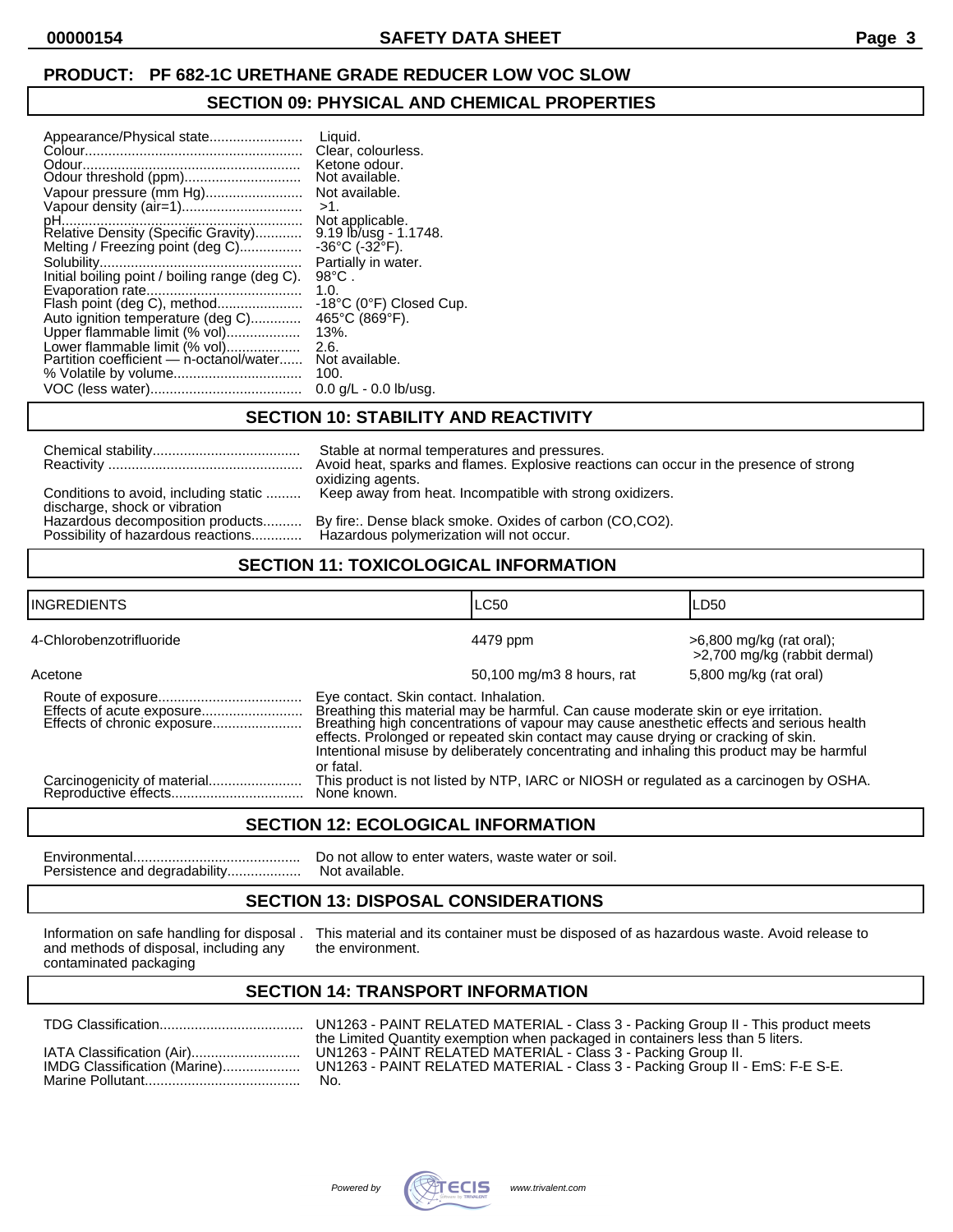**PRODUCT: PF 682-1C URETHANE GRADE REDUCER LOW VOC SLOW**

## SECTION 09: PHYSICAL AND CHEMICAL PROPERTIES

| | |
|---|---|
| Appearance/Physical state | Liquid. |
| Colour | Clear, colourless. |
| Odour | Ketone odour. |
| Odour threshold (ppm) | Not available. |
| Vapour pressure (mm Hg) | Not available. |
| Vapour density (air=1) | >1. |
| pH | Not applicable. |
| Relative Density (Specific Gravity) | 9.19 lb/usg - 1.1748. |
| Melting / Freezing point (deg C) | -36°C (-32°F). |
| Solubility | Partially in water. |
| Initial boiling point / boiling range (deg C). | 98°C . |
| Evaporation rate | 1.0. |
| Flash point (deg C), method | -18°C (0°F) Closed Cup. |
| Auto ignition temperature (deg C) | 465°C (869°F). |
| Upper flammable limit (% vol) | 13%. |
| Lower flammable limit (% vol) | 2.6. |
| Partition coefficient — n-octanol/water | Not available. |
| % Volatile by volume | 100. |
| VOC (less water) | 0.0 g/L - 0.0 lb/usg. |

## SECTION 10: STABILITY AND REACTIVITY

| | |
|---|---|
| Chemical stability | Stable at normal temperatures and pressures. |
| Reactivity | Avoid heat, sparks and flames. Explosive reactions can occur in the presence of strong oxidizing agents. |
| Conditions to avoid, including static discharge, shock or vibration | Keep away from heat. Incompatible with strong oxidizers. |
| Hazardous decomposition products | By fire:. Dense black smoke. Oxides of carbon (CO,CO2). |
| Possibility of hazardous reactions | Hazardous polymerization will not occur. |

## SECTION 11: TOXICOLOGICAL INFORMATION

| INGREDIENTS | LC50 | LD50 |
|---|---|---|
| 4-Chlorobenzotrifluoride | 4479 ppm | >6,800 mg/kg (rat oral); >2,700 mg/kg (rabbit dermal) |
| Acetone | 50,100 mg/m3 8 hours, rat | 5,800 mg/kg (rat oral) |

| | |
|---|---|
| Route of exposure | Eye contact. Skin contact. Inhalation. |
| Effects of acute exposure | Breathing this material may be harmful. Can cause moderate skin or eye irritation. |
| Effects of chronic exposure | Breathing high concentrations of vapour may cause anesthetic effects and serious health effects. Prolonged or repeated skin contact may cause drying or cracking of skin. Intentional misuse by deliberately concentrating and inhaling this product may be harmful or fatal. |
| Carcinogenicity of material | This product is not listed by NTP, IARC or NIOSH or regulated as a carcinogen by OSHA. |
| Reproductive effects | None known. |

## SECTION 12: ECOLOGICAL INFORMATION

| | |
|---|---|
| Environmental | Do not allow to enter waters, waste water or soil. |
| Persistence and degradability | Not available. |

## SECTION 13: DISPOSAL CONSIDERATIONS

| | |
|---|---|
| Information on safe handling for disposal and methods of disposal, including any contaminated packaging | This material and its container must be disposed of as hazardous waste. Avoid release to the environment. |

## SECTION 14: TRANSPORT INFORMATION

| | |
|---|---|
| TDG Classification | UN1263 - PAINT RELATED MATERIAL - Class 3 - Packing Group II - This product meets the Limited Quantity exemption when packaged in containers less than 5 liters. |
| IATA Classification (Air) | UN1263 - PAINT RELATED MATERIAL - Class 3 - Packing Group II. |
| IMDG Classification (Marine) | UN1263 - PAINT RELATED MATERIAL - Class 3 - Packing Group II - EmS: F-E S-E. |
| Marine Pollutant | No. |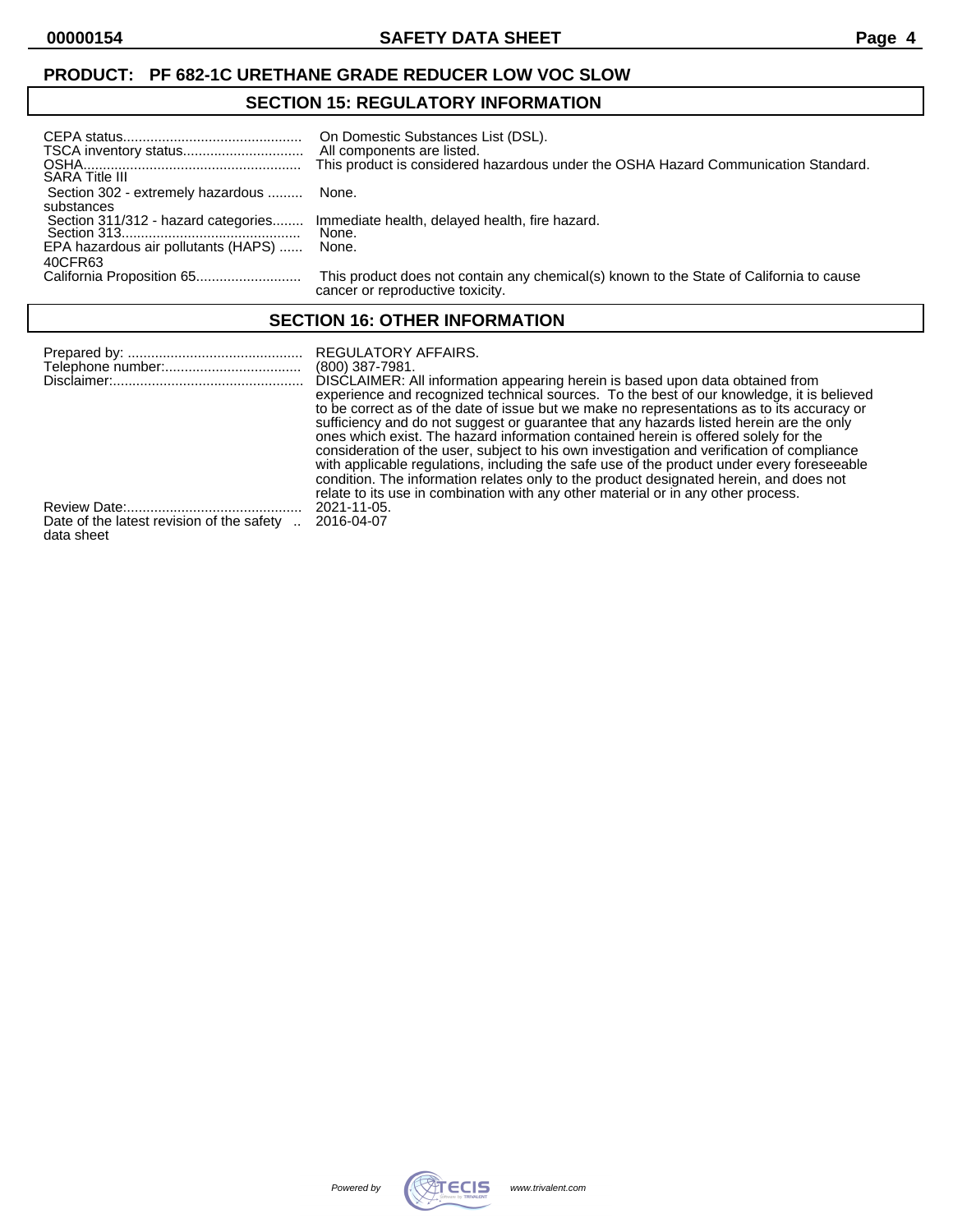**PRODUCT: PF 682-1C URETHANE GRADE REDUCER LOW VOC SLOW**

## SECTION 15: REGULATORY INFORMATION

| | |
|---|---|
| CEPA status | On Domestic Substances List (DSL). |
| TSCA inventory status | All components are listed. |
| OSHA | This product is considered hazardous under the OSHA Hazard Communication Standard. |
| SARA Title III | |
| Section 302 - extremely hazardous substances | None. |
| Section 311/312 - hazard categories | Immediate health, delayed health, fire hazard. |
| Section 313 | None. |
| EPA hazardous air pollutants (HAPS) 40CFR63 | None. |
| California Proposition 65 | This product does not contain any chemical(s) known to the State of California to cause cancer or reproductive toxicity. |

## SECTION 16: OTHER INFORMATION

| | |
|---|---|
| Prepared by: | REGULATORY AFFAIRS. |
| Telephone number: | (800) 387-7981. |
| Disclaimer: | DISCLAIMER: All information appearing herein is based upon data obtained from experience and recognized technical sources. To the best of our knowledge, it is believed to be correct as of the date of issue but we make no representations as to its accuracy or sufficiency and do not suggest or guarantee that any hazards listed herein are the only ones which exist. The hazard information contained herein is offered solely for the consideration of the user, subject to his own investigation and verification of compliance with applicable regulations, including the safe use of the product under every foreseeable condition. The information relates only to the product designated herein, and does not relate to its use in combination with any other material or in any other process. |
| Review Date: | 2021-11-05. |
| Date of the latest revision of the safety data sheet | 2016-04-07 |